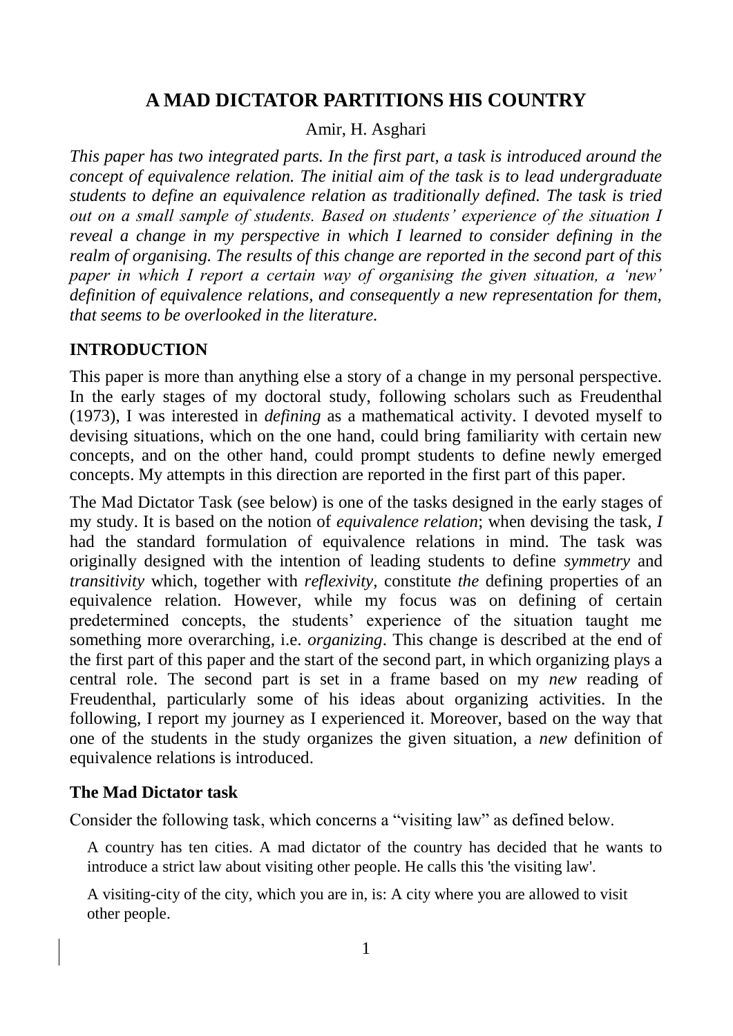# A MAD DICTATOR PARTITIONS HIS COUNTRY

Amir, H. Asghari

*This paper has two integrated parts. In the first part, a task is introduced around the concept of equivalence relation. The initial aim of the task is to lead undergraduate students to define an equivalence relation as traditionally defined. The task is tried out on a small sample of students. Based on students' experience of the situation I reveal a change in my perspective in which I learned to consider defining in the realm of organising. The results of this change are reported in the second part of this paper in which I report a certain way of organising the given situation, a 'new' definition of equivalence relations, and consequently a new representation for them, that seems to be overlooked in the literature.*

## INTRODUCTION

This paper is more than anything else a story of a change in my personal perspective. In the early stages of my doctoral study, following scholars such as Freudenthal (1973), I was interested in *defining* as a mathematical activity. I devoted myself to devising situations, which on the one hand, could bring familiarity with certain new concepts, and on the other hand, could prompt students to define newly emerged concepts. My attempts in this direction are reported in the first part of this paper.

The Mad Dictator Task (see below) is one of the tasks designed in the early stages of my study. It is based on the notion of *equivalence relation*; when devising the task, *I* had the standard formulation of equivalence relations in mind. The task was originally designed with the intention of leading students to define *symmetry* and *transitivity* which, together with *reflexivity*, constitute *the* defining properties of an equivalence relation. However, while my focus was on defining of certain predetermined concepts, the students' experience of the situation taught me something more overarching, i.e. *organizing*. This change is described at the end of the first part of this paper and the start of the second part, in which organizing plays a central role. The second part is set in a frame based on my *new* reading of Freudenthal, particularly some of his ideas about organizing activities. In the following, I report my journey as I experienced it. Moreover, based on the way that one of the students in the study organizes the given situation, a *new* definition of equivalence relations is introduced.

### The Mad Dictator task

Consider the following task, which concerns a "visiting law" as defined below.

A country has ten cities. A mad dictator of the country has decided that he wants to introduce a strict law about visiting other people. He calls this 'the visiting law'.

A visiting-city of the city, which you are in, is: A city where you are allowed to visit other people.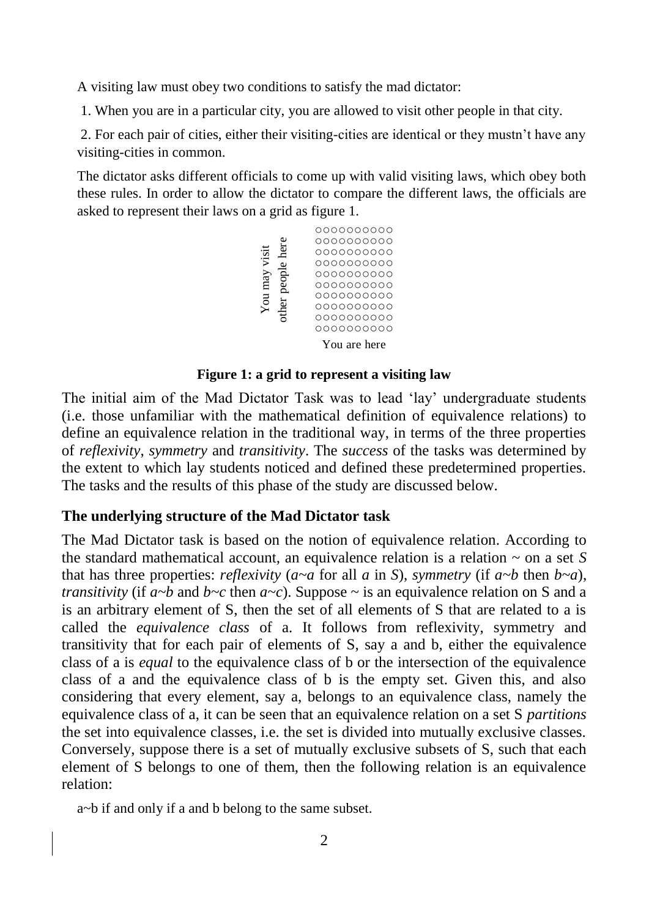A visiting law must obey two conditions to satisfy the mad dictator:

1. When you are in a particular city, you are allowed to visit other people in that city.

2. For each pair of cities, either their visiting-cities are identical or they mustn't have any visiting-cities in common.

The dictator asks different officials to come up with valid visiting laws, which obey both these rules. In order to allow the dictator to compare the different laws, the officials are asked to represent their laws on a grid as figure 1.

You may visit other people here

You are here

**Figure 1: a grid to represent a visiting law**

The initial aim of the Mad Dictator Task was to lead 'lay' undergraduate students (i.e. those unfamiliar with the mathematical definition of equivalence relations) to define an equivalence relation in the traditional way, in terms of the three properties of *reflexivity*, *symmetry* and *transitivity*. The *success* of the tasks was determined by the extent to which lay students noticed and defined these predetermined properties. The tasks and the results of this phase of the study are discussed below.

### The underlying structure of the Mad Dictator task

The Mad Dictator task is based on the notion of equivalence relation. According to the standard mathematical account, an equivalence relation is a relation $\sim$ on a set $S$ that has three properties: *reflexivity* ($a \sim a$ for all $a$ in $S$), *symmetry* (if $a \sim b$ then $b \sim a$), *transitivity* (if $a \sim b$ and $b \sim c$ then $a \sim c$). Suppose $\sim$ is an equivalence relation on S and a is an arbitrary element of S, then the set of all elements of S that are related to a is called the *equivalence class* of a. It follows from reflexivity, symmetry and transitivity that for each pair of elements of S, say a and b, either the equivalence class of a is *equal* to the equivalence class of b or the intersection of the equivalence class of a and the equivalence class of b is the empty set. Given this, and also considering that every element, say a, belongs to an equivalence class, namely the equivalence class of a, it can be seen that an equivalence relation on a set S *partitions* the set into equivalence classes, i.e. the set is divided into mutually exclusive classes. Conversely, suppose there is a set of mutually exclusive subsets of S, such that each element of S belongs to one of them, then the following relation is an equivalence relation:

$a \sim b$ if and only if a and b belong to the same subset.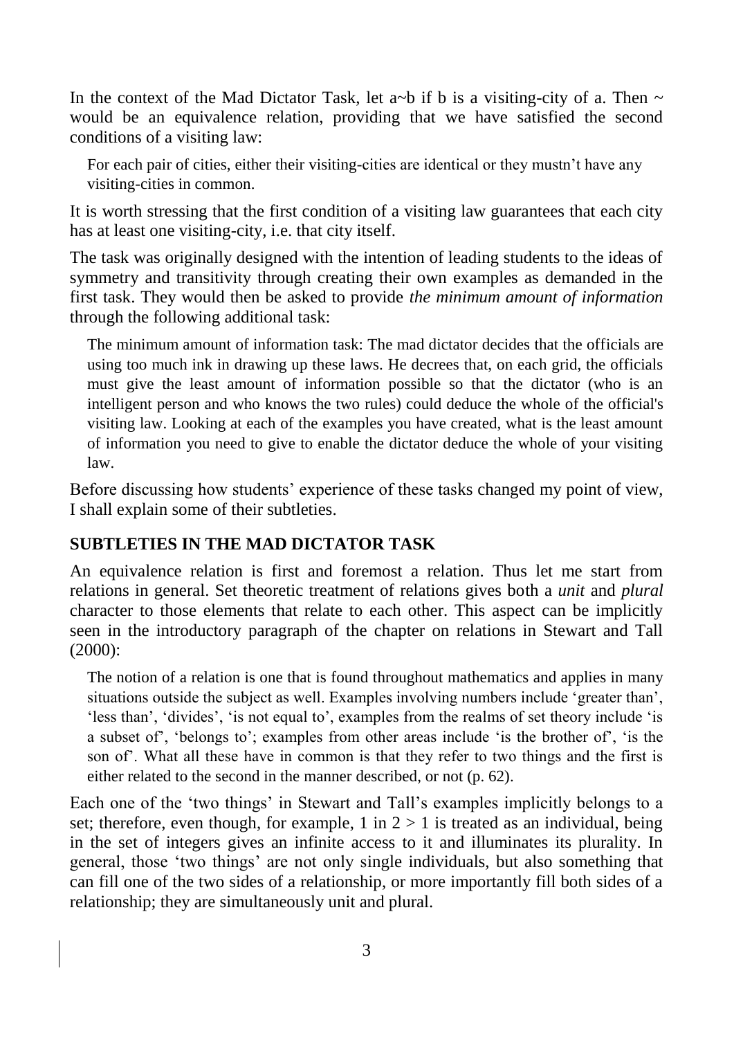In the context of the Mad Dictator Task, let a~b if b is a visiting-city of a. Then ~ would be an equivalence relation, providing that we have satisfied the second conditions of a visiting law:

> For each pair of cities, either their visiting-cities are identical or they mustn't have any visiting-cities in common.

It is worth stressing that the first condition of a visiting law guarantees that each city has at least one visiting-city, i.e. that city itself.

The task was originally designed with the intention of leading students to the ideas of symmetry and transitivity through creating their own examples as demanded in the first task. They would then be asked to provide *the minimum amount of information* through the following additional task:

> The minimum amount of information task: The mad dictator decides that the officials are using too much ink in drawing up these laws. He decrees that, on each grid, the officials must give the least amount of information possible so that the dictator (who is an intelligent person and who knows the two rules) could deduce the whole of the official's visiting law. Looking at each of the examples you have created, what is the least amount of information you need to give to enable the dictator deduce the whole of your visiting law.

Before discussing how students' experience of these tasks changed my point of view, I shall explain some of their subtleties.

## SUBTLETIES IN THE MAD DICTATOR TASK

An equivalence relation is first and foremost a relation. Thus let me start from relations in general. Set theoretic treatment of relations gives both a *unit* and *plural* character to those elements that relate to each other. This aspect can be implicitly seen in the introductory paragraph of the chapter on relations in Stewart and Tall (2000):

> The notion of a relation is one that is found throughout mathematics and applies in many situations outside the subject as well. Examples involving numbers include 'greater than', 'less than', 'divides', 'is not equal to', examples from the realms of set theory include 'is a subset of', 'belongs to'; examples from other areas include 'is the brother of', 'is the son of'. What all these have in common is that they refer to two things and the first is either related to the second in the manner described, or not (p. 62).

Each one of the 'two things' in Stewart and Tall's examples implicitly belongs to a set; therefore, even though, for example, 1 in $2 > 1$ is treated as an individual, being in the set of integers gives an infinite access to it and illuminates its plurality. In general, those 'two things' are not only single individuals, but also something that can fill one of the two sides of a relationship, or more importantly fill both sides of a relationship; they are simultaneously unit and plural.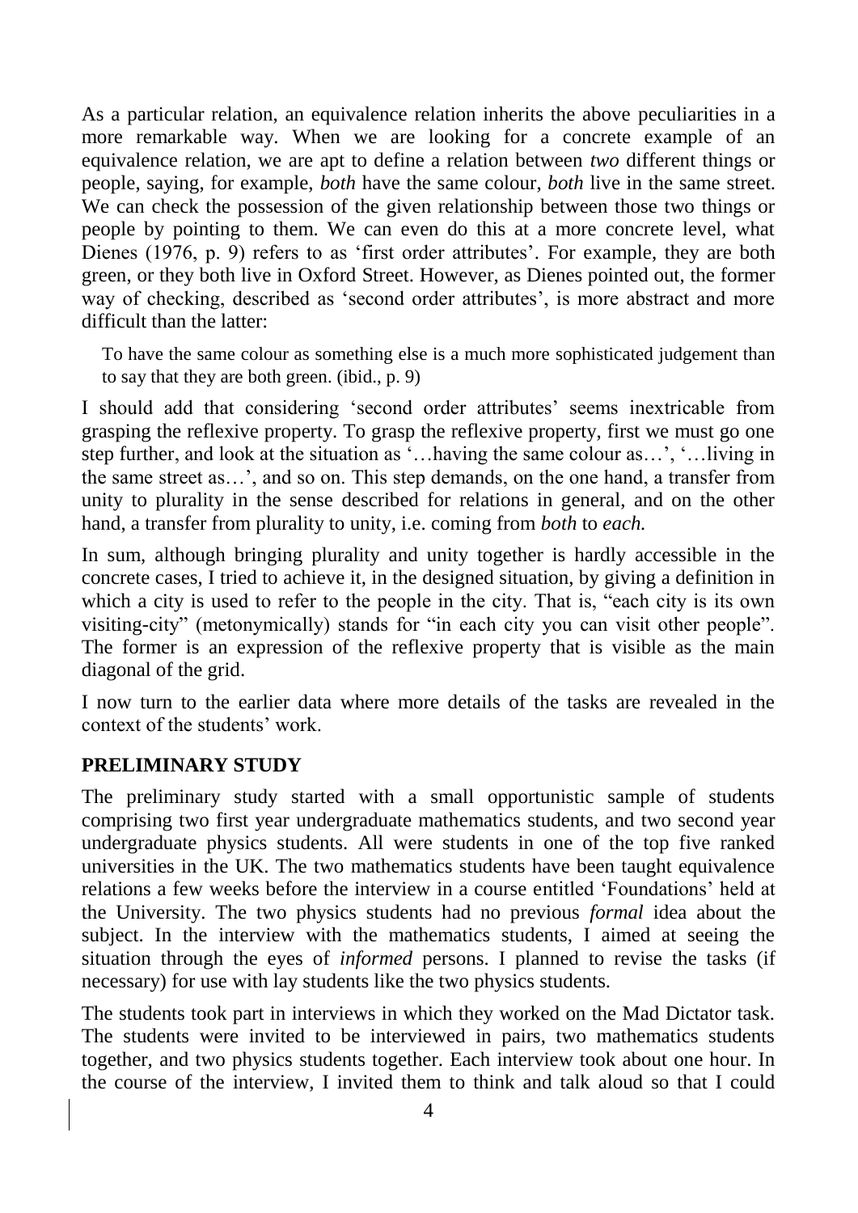As a particular relation, an equivalence relation inherits the above peculiarities in a more remarkable way. When we are looking for a concrete example of an equivalence relation, we are apt to define a relation between *two* different things or people, saying, for example, *both* have the same colour, *both* live in the same street. We can check the possession of the given relationship between those two things or people by pointing to them. We can even do this at a more concrete level, what Dienes (1976, p. 9) refers to as 'first order attributes'. For example, they are both green, or they both live in Oxford Street. However, as Dienes pointed out, the former way of checking, described as 'second order attributes', is more abstract and more difficult than the latter:

> To have the same colour as something else is a much more sophisticated judgement than to say that they are both green. (ibid., p. 9)

I should add that considering 'second order attributes' seems inextricable from grasping the reflexive property. To grasp the reflexive property, first we must go one step further, and look at the situation as '…having the same colour as…', '…living in the same street as…', and so on. This step demands, on the one hand, a transfer from unity to plurality in the sense described for relations in general, and on the other hand, a transfer from plurality to unity, i.e. coming from *both* to *each.*

In sum, although bringing plurality and unity together is hardly accessible in the concrete cases, I tried to achieve it, in the designed situation, by giving a definition in which a city is used to refer to the people in the city. That is, "each city is its own visiting-city" (metonymically) stands for "in each city you can visit other people". The former is an expression of the reflexive property that is visible as the main diagonal of the grid.

I now turn to the earlier data where more details of the tasks are revealed in the context of the students' work.

## PRELIMINARY STUDY

The preliminary study started with a small opportunistic sample of students comprising two first year undergraduate mathematics students, and two second year undergraduate physics students. All were students in one of the top five ranked universities in the UK. The two mathematics students have been taught equivalence relations a few weeks before the interview in a course entitled 'Foundations' held at the University. The two physics students had no previous *formal* idea about the subject. In the interview with the mathematics students, I aimed at seeing the situation through the eyes of *informed* persons. I planned to revise the tasks (if necessary) for use with lay students like the two physics students.

The students took part in interviews in which they worked on the Mad Dictator task. The students were invited to be interviewed in pairs, two mathematics students together, and two physics students together. Each interview took about one hour. In the course of the interview, I invited them to think and talk aloud so that I could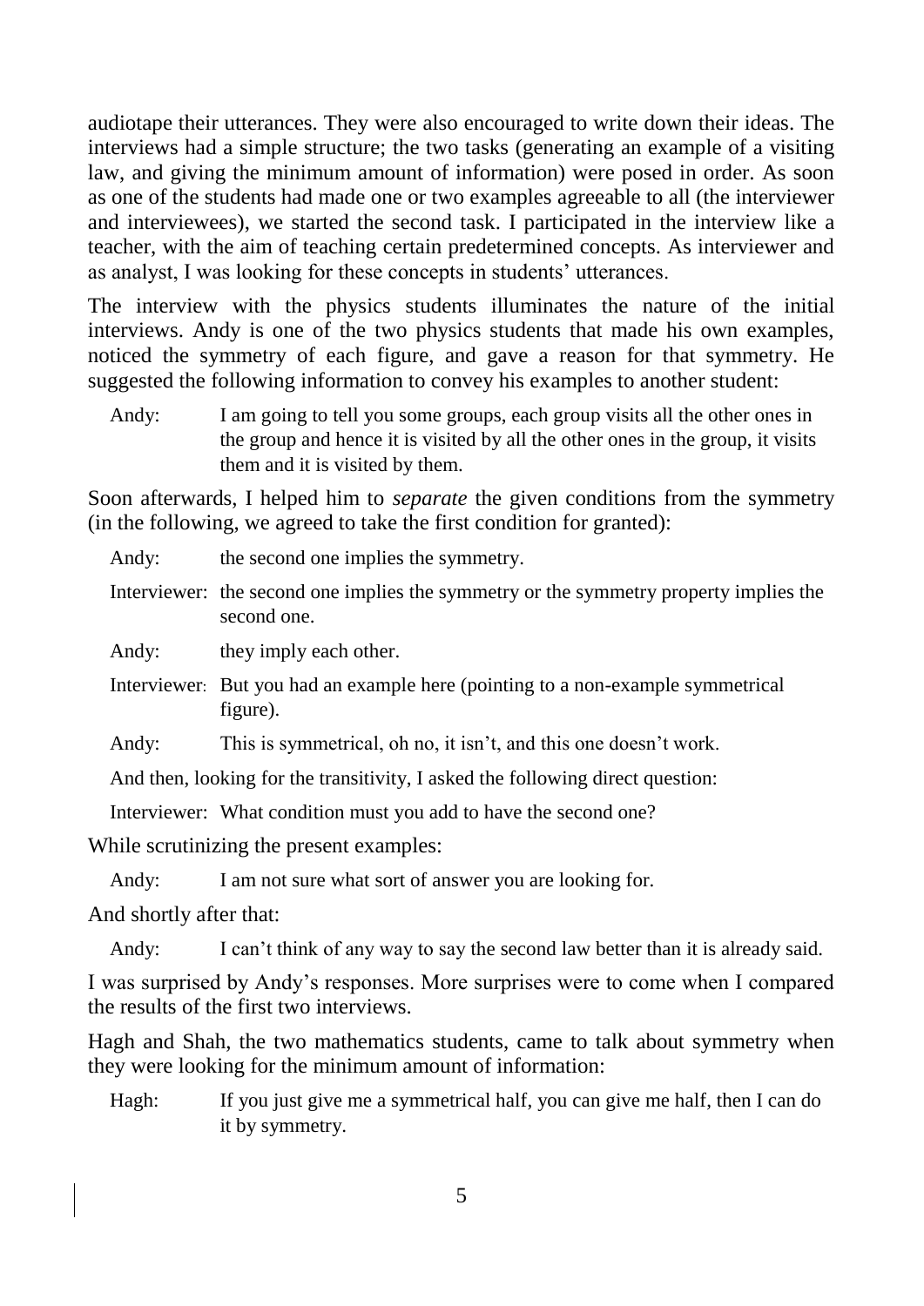audiotape their utterances. They were also encouraged to write down their ideas. The interviews had a simple structure; the two tasks (generating an example of a visiting law, and giving the minimum amount of information) were posed in order. As soon as one of the students had made one or two examples agreeable to all (the interviewer and interviewees), we started the second task. I participated in the interview like a teacher, with the aim of teaching certain predetermined concepts. As interviewer and as analyst, I was looking for these concepts in students' utterances.

The interview with the physics students illuminates the nature of the initial interviews. Andy is one of the two physics students that made his own examples, noticed the symmetry of each figure, and gave a reason for that symmetry. He suggested the following information to convey his examples to another student:

> Andy: I am going to tell you some groups, each group visits all the other ones in the group and hence it is visited by all the other ones in the group, it visits them and it is visited by them.

Soon afterwards, I helped him to *separate* the given conditions from the symmetry (in the following, we agreed to take the first condition for granted):

> Andy: the second one implies the symmetry.
>
> Interviewer: the second one implies the symmetry or the symmetry property implies the second one.
>
> Andy: they imply each other.
>
> Interviewer: But you had an example here (pointing to a non-example symmetrical figure).
>
> Andy: This is symmetrical, oh no, it isn't, and this one doesn't work.
>
> And then, looking for the transitivity, I asked the following direct question:
>
> Interviewer: What condition must you add to have the second one?

While scrutinizing the present examples:

> Andy: I am not sure what sort of answer you are looking for.

And shortly after that:

> Andy: I can't think of any way to say the second law better than it is already said.

I was surprised by Andy's responses. More surprises were to come when I compared the results of the first two interviews.

Hagh and Shah, the two mathematics students, came to talk about symmetry when they were looking for the minimum amount of information:

> Hagh: If you just give me a symmetrical half, you can give me half, then I can do it by symmetry.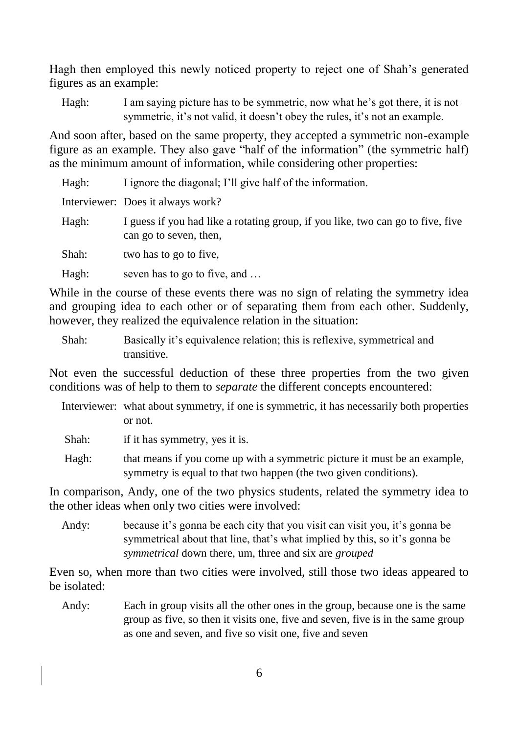Hagh then employed this newly noticed property to reject one of Shah's generated figures as an example:

> Hagh: I am saying picture has to be symmetric, now what he's got there, it is not symmetric, it's not valid, it doesn't obey the rules, it's not an example.

And soon after, based on the same property, they accepted a symmetric non-example figure as an example. They also gave "half of the information" (the symmetric half) as the minimum amount of information, while considering other properties:

> Hagh: I ignore the diagonal; I'll give half of the information.
>
> Interviewer: Does it always work?
>
> Hagh: I guess if you had like a rotating group, if you like, two can go to five, five can go to seven, then,
>
> Shah: two has to go to five,
>
> Hagh: seven has to go to five, and …

While in the course of these events there was no sign of relating the symmetry idea and grouping idea to each other or of separating them from each other. Suddenly, however, they realized the equivalence relation in the situation:

> Shah: Basically it's equivalence relation; this is reflexive, symmetrical and transitive.

Not even the successful deduction of these three properties from the two given conditions was of help to them to *separate* the different concepts encountered:

> Interviewer: what about symmetry, if one is symmetric, it has necessarily both properties or not.
>
> Shah: if it has symmetry, yes it is.
>
> Hagh: that means if you come up with a symmetric picture it must be an example, symmetry is equal to that two happen (the two given conditions).

In comparison, Andy, one of the two physics students, related the symmetry idea to the other ideas when only two cities were involved:

> Andy: because it's gonna be each city that you visit can visit you, it's gonna be symmetrical about that line, that's what implied by this, so it's gonna be *symmetrical* down there, um, three and six are *grouped*

Even so, when more than two cities were involved, still those two ideas appeared to be isolated:

> Andy: Each in group visits all the other ones in the group, because one is the same group as five, so then it visits one, five and seven, five is in the same group as one and seven, and five so visit one, five and seven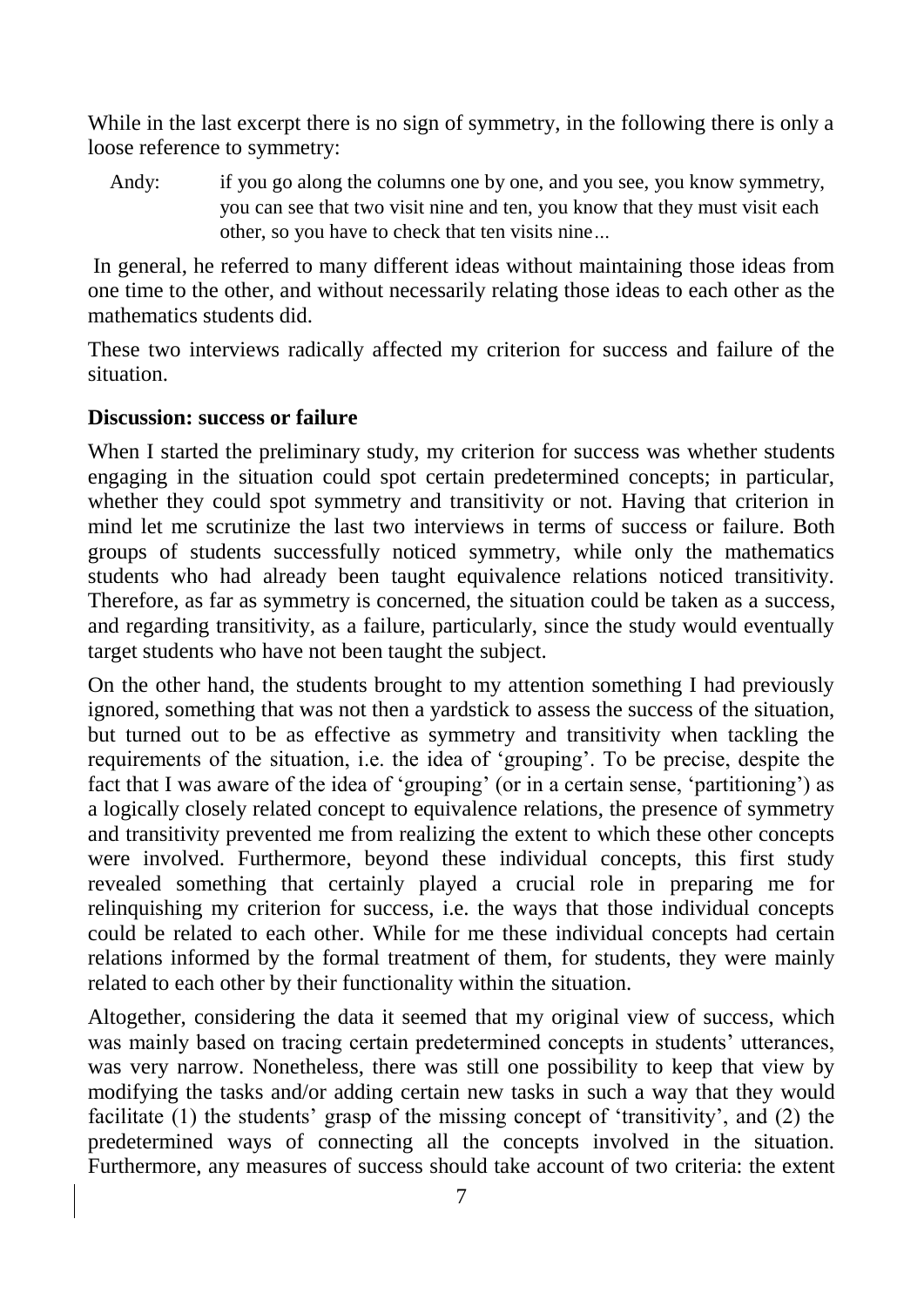While in the last excerpt there is no sign of symmetry, in the following there is only a loose reference to symmetry:

> Andy: if you go along the columns one by one, and you see, you know symmetry, you can see that two visit nine and ten, you know that they must visit each other, so you have to check that ten visits nine...

In general, he referred to many different ideas without maintaining those ideas from one time to the other, and without necessarily relating those ideas to each other as the mathematics students did.

These two interviews radically affected my criterion for success and failure of the situation.

**Discussion: success or failure**

When I started the preliminary study, my criterion for success was whether students engaging in the situation could spot certain predetermined concepts; in particular, whether they could spot symmetry and transitivity or not. Having that criterion in mind let me scrutinize the last two interviews in terms of success or failure. Both groups of students successfully noticed symmetry, while only the mathematics students who had already been taught equivalence relations noticed transitivity. Therefore, as far as symmetry is concerned, the situation could be taken as a success, and regarding transitivity, as a failure, particularly, since the study would eventually target students who have not been taught the subject.

On the other hand, the students brought to my attention something I had previously ignored, something that was not then a yardstick to assess the success of the situation, but turned out to be as effective as symmetry and transitivity when tackling the requirements of the situation, i.e. the idea of 'grouping'. To be precise, despite the fact that I was aware of the idea of 'grouping' (or in a certain sense, 'partitioning') as a logically closely related concept to equivalence relations, the presence of symmetry and transitivity prevented me from realizing the extent to which these other concepts were involved. Furthermore, beyond these individual concepts, this first study revealed something that certainly played a crucial role in preparing me for relinquishing my criterion for success, i.e. the ways that those individual concepts could be related to each other. While for me these individual concepts had certain relations informed by the formal treatment of them, for students, they were mainly related to each other by their functionality within the situation.

Altogether, considering the data it seemed that my original view of success, which was mainly based on tracing certain predetermined concepts in students' utterances, was very narrow. Nonetheless, there was still one possibility to keep that view by modifying the tasks and/or adding certain new tasks in such a way that they would facilitate (1) the students' grasp of the missing concept of 'transitivity', and (2) the predetermined ways of connecting all the concepts involved in the situation. Furthermore, any measures of success should take account of two criteria: the extent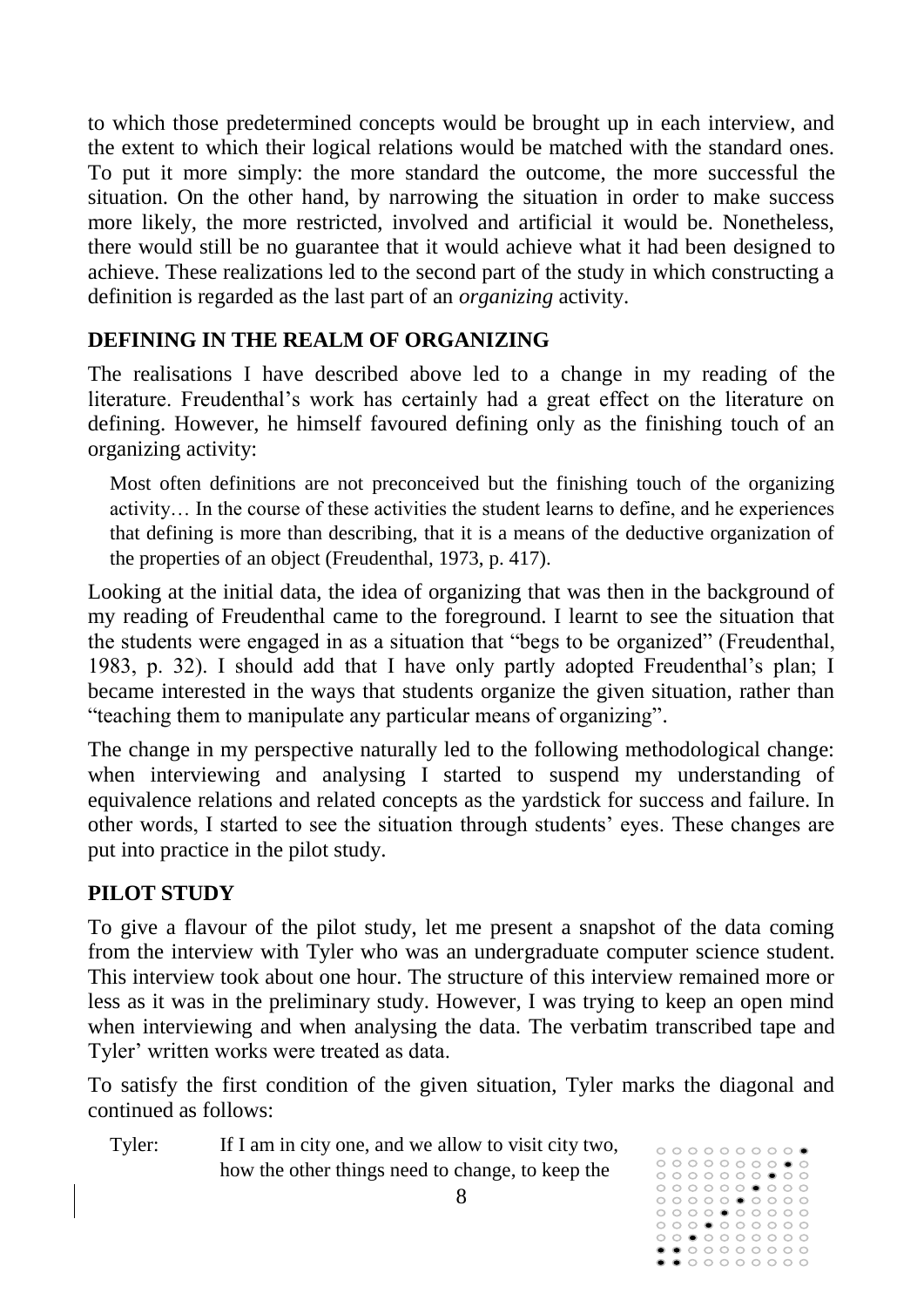to which those predetermined concepts would be brought up in each interview, and the extent to which their logical relations would be matched with the standard ones. To put it more simply: the more standard the outcome, the more successful the situation. On the other hand, by narrowing the situation in order to make success more likely, the more restricted, involved and artificial it would be. Nonetheless, there would still be no guarantee that it would achieve what it had been designed to achieve. These realizations led to the second part of the study in which constructing a definition is regarded as the last part of an *organizing* activity.

## DEFINING IN THE REALM OF ORGANIZING

The realisations I have described above led to a change in my reading of the literature. Freudenthal's work has certainly had a great effect on the literature on defining. However, he himself favoured defining only as the finishing touch of an organizing activity:

> Most often definitions are not preconceived but the finishing touch of the organizing activity… In the course of these activities the student learns to define, and he experiences that defining is more than describing, that it is a means of the deductive organization of the properties of an object (Freudenthal, 1973, p. 417).

Looking at the initial data, the idea of organizing that was then in the background of my reading of Freudenthal came to the foreground. I learnt to see the situation that the students were engaged in as a situation that "begs to be organized" (Freudenthal, 1983, p. 32). I should add that I have only partly adopted Freudenthal's plan; I became interested in the ways that students organize the given situation, rather than "teaching them to manipulate any particular means of organizing".

The change in my perspective naturally led to the following methodological change: when interviewing and analysing I started to suspend my understanding of equivalence relations and related concepts as the yardstick for success and failure. In other words, I started to see the situation through students' eyes. These changes are put into practice in the pilot study.

## PILOT STUDY

To give a flavour of the pilot study, let me present a snapshot of the data coming from the interview with Tyler who was an undergraduate computer science student. This interview took about one hour. The structure of this interview remained more or less as it was in the preliminary study. However, I was trying to keep an open mind when interviewing and when analysing the data. The verbatim transcribed tape and Tyler' written works were treated as data.

To satisfy the first condition of the given situation, Tyler marks the diagonal and continued as follows:

Tyler: If I am in city one, and we allow to visit city two, how the other things need to change, to keep the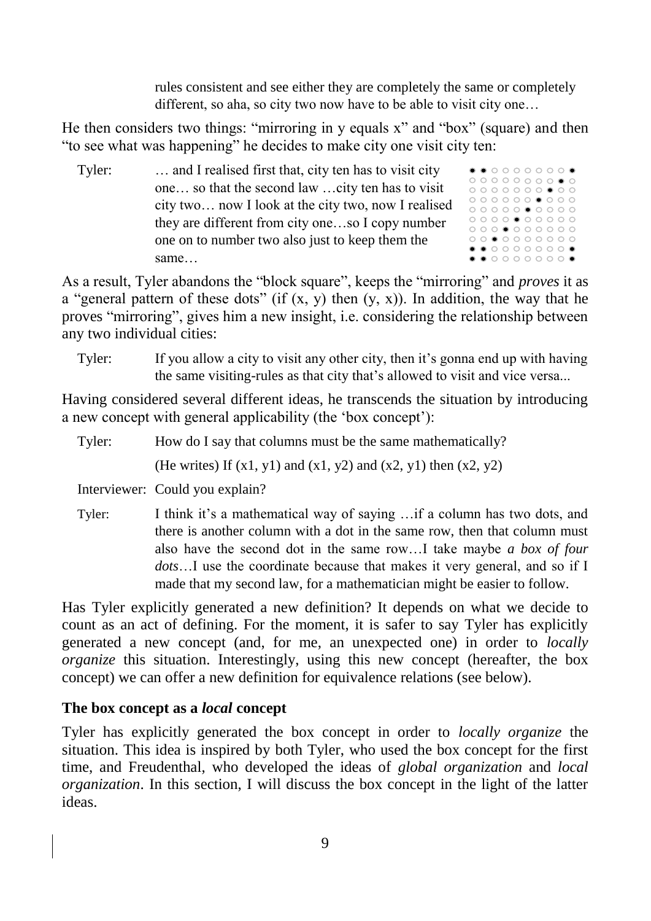rules consistent and see either they are completely the same or completely different, so aha, so city two now have to be able to visit city one…

He then considers two things: "mirroring in y equals x" and "box" (square) and then "to see what was happening" he decides to make city one visit city ten:

Tyler: … and I realised first that, city ten has to visit city one… so that the second law …city ten has to visit city two… now I look at the city two, now I realised they are different from city one…so I copy number one on to number two also just to keep them the same…

As a result, Tyler abandons the "block square", keeps the "mirroring" and *proves* it as a "general pattern of these dots" (if (x, y) then (y, x)). In addition, the way that he proves "mirroring", gives him a new insight, i.e. considering the relationship between any two individual cities:

Tyler: If you allow a city to visit any other city, then it's gonna end up with having the same visiting-rules as that city that's allowed to visit and vice versa...

Having considered several different ideas, he transcends the situation by introducing a new concept with general applicability (the 'box concept'):

Tyler: How do I say that columns must be the same mathematically?

(He writes) If (x1, y1) and (x1, y2) and (x2, y1) then (x2, y2)

Interviewer: Could you explain?

Tyler: I think it's a mathematical way of saying …if a column has two dots, and there is another column with a dot in the same row, then that column must also have the second dot in the same row…I take maybe *a box of four dots*…I use the coordinate because that makes it very general, and so if I made that my second law, for a mathematician might be easier to follow.

Has Tyler explicitly generated a new definition? It depends on what we decide to count as an act of defining. For the moment, it is safer to say Tyler has explicitly generated a new concept (and, for me, an unexpected one) in order to *locally organize* this situation. Interestingly, using this new concept (hereafter, the box concept) we can offer a new definition for equivalence relations (see below).

### The box concept as a *local* concept

Tyler has explicitly generated the box concept in order to *locally organize* the situation. This idea is inspired by both Tyler, who used the box concept for the first time, and Freudenthal, who developed the ideas of *global organization* and *local organization*. In this section, I will discuss the box concept in the light of the latter ideas.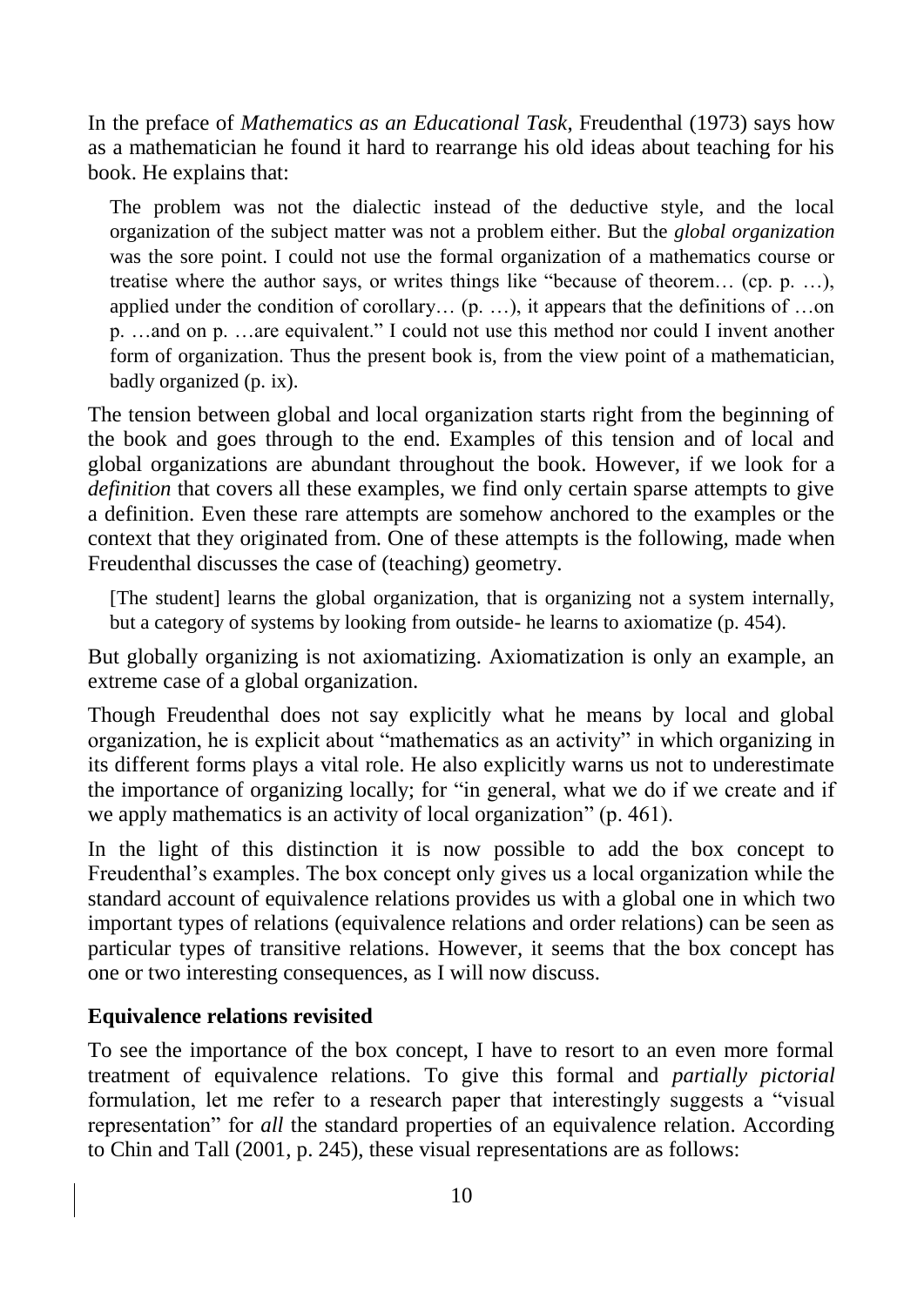In the preface of *Mathematics as an Educational Task*, Freudenthal (1973) says how as a mathematician he found it hard to rearrange his old ideas about teaching for his book. He explains that:

> The problem was not the dialectic instead of the deductive style, and the local organization of the subject matter was not a problem either. But the *global organization* was the sore point. I could not use the formal organization of a mathematics course or treatise where the author says, or writes things like "because of theorem… (cp. p. …), applied under the condition of corollary… (p. …), it appears that the definitions of …on p. …and on p. …are equivalent." I could not use this method nor could I invent another form of organization. Thus the present book is, from the view point of a mathematician, badly organized (p. ix).

The tension between global and local organization starts right from the beginning of the book and goes through to the end. Examples of this tension and of local and global organizations are abundant throughout the book. However, if we look for a *definition* that covers all these examples, we find only certain sparse attempts to give a definition. Even these rare attempts are somehow anchored to the examples or the context that they originated from. One of these attempts is the following, made when Freudenthal discusses the case of (teaching) geometry.

> [The student] learns the global organization, that is organizing not a system internally, but a category of systems by looking from outside- he learns to axiomatize (p. 454).

But globally organizing is not axiomatizing. Axiomatization is only an example, an extreme case of a global organization.

Though Freudenthal does not say explicitly what he means by local and global organization, he is explicit about "mathematics as an activity" in which organizing in its different forms plays a vital role. He also explicitly warns us not to underestimate the importance of organizing locally; for "in general, what we do if we create and if we apply mathematics is an activity of local organization" (p. 461).

In the light of this distinction it is now possible to add the box concept to Freudenthal's examples. The box concept only gives us a local organization while the standard account of equivalence relations provides us with a global one in which two important types of relations (equivalence relations and order relations) can be seen as particular types of transitive relations. However, it seems that the box concept has one or two interesting consequences, as I will now discuss.

**Equivalence relations revisited**

To see the importance of the box concept, I have to resort to an even more formal treatment of equivalence relations. To give this formal and *partially pictorial* formulation, let me refer to a research paper that interestingly suggests a "visual representation" for *all* the standard properties of an equivalence relation. According to Chin and Tall (2001, p. 245), these visual representations are as follows: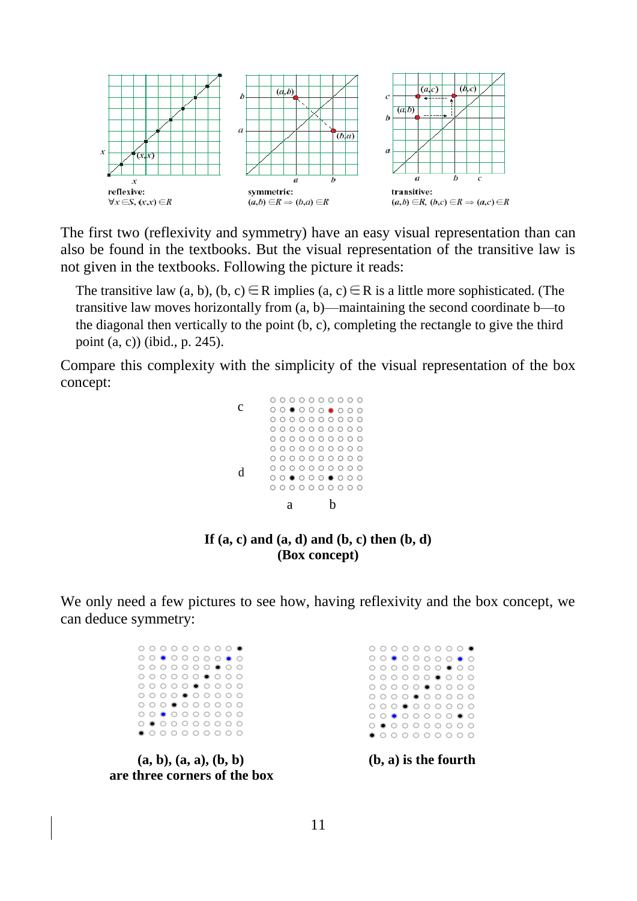reflexive:
$\forall x \in S, (x,x) \in R$

symmetric:
$(a,b) \in R \Rightarrow (b,a) \in R$

transitive:
$(a,b) \in R,\ (b,c) \in R \Rightarrow (a,c) \in R$

The first two (reflexivity and symmetry) have an easy visual representation than can also be found in the textbooks. But the visual representation of the transitive law is not given in the textbooks. Following the picture it reads:

> The transitive law (a, b), (b, c) ∈ R implies (a, c) ∈ R is a little more sophisticated. (The transitive law moves horizontally from (a, b)—maintaining the second coordinate b—to the diagonal then vertically to the point (b, c), completing the rectangle to give the third point (a, c)) (ibid., p. 245).

Compare this complexity with the simplicity of the visual representation of the box concept:

c

d

a b

**If (a, c) and (a, d) and (b, c) then (b, d)**
**(Box concept)**

We only need a few pictures to see how, having reflexivity and the box concept, we can deduce symmetry:

**(a, b), (a, a), (b, b)**
**are three corners of the box**

**(b, a) is the fourth**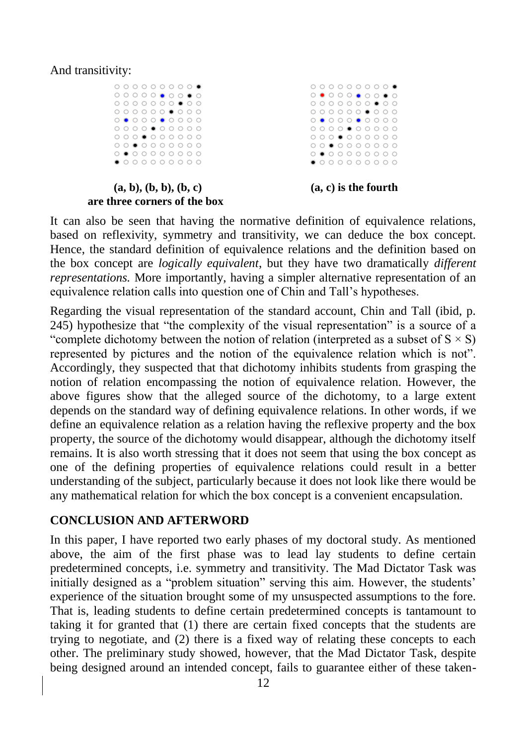And transitivity:

**(a, b), (b, b), (b, c) are three corners of the box**

**(a, c) is the fourth**

It can also be seen that having the normative definition of equivalence relations, based on reflexivity, symmetry and transitivity, we can deduce the box concept. Hence, the standard definition of equivalence relations and the definition based on the box concept are *logically equivalent*, but they have two dramatically *different representations.* More importantly, having a simpler alternative representation of an equivalence relation calls into question one of Chin and Tall's hypotheses.

Regarding the visual representation of the standard account, Chin and Tall (ibid, p. 245) hypothesize that "the complexity of the visual representation" is a source of a "complete dichotomy between the notion of relation (interpreted as a subset of $S \times S$) represented by pictures and the notion of the equivalence relation which is not". Accordingly, they suspected that that dichotomy inhibits students from grasping the notion of relation encompassing the notion of equivalence relation. However, the above figures show that the alleged source of the dichotomy, to a large extent depends on the standard way of defining equivalence relations. In other words, if we define an equivalence relation as a relation having the reflexive property and the box property, the source of the dichotomy would disappear, although the dichotomy itself remains. It is also worth stressing that it does not seem that using the box concept as one of the defining properties of equivalence relations could result in a better understanding of the subject, particularly because it does not look like there would be any mathematical relation for which the box concept is a convenient encapsulation.

## CONCLUSION AND AFTERWORD

In this paper, I have reported two early phases of my doctoral study. As mentioned above, the aim of the first phase was to lead lay students to define certain predetermined concepts, i.e. symmetry and transitivity. The Mad Dictator Task was initially designed as a "problem situation" serving this aim. However, the students' experience of the situation brought some of my unsuspected assumptions to the fore. That is, leading students to define certain predetermined concepts is tantamount to taking it for granted that (1) there are certain fixed concepts that the students are trying to negotiate, and (2) there is a fixed way of relating these concepts to each other. The preliminary study showed, however, that the Mad Dictator Task, despite being designed around an intended concept, fails to guarantee either of these taken-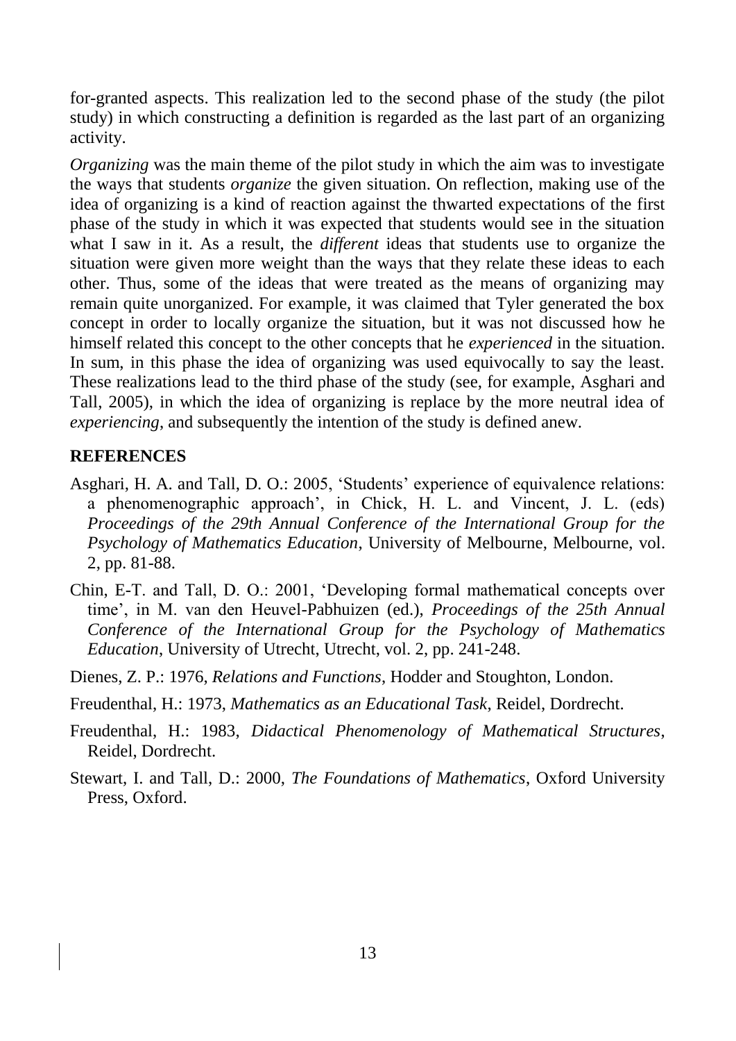for-granted aspects. This realization led to the second phase of the study (the pilot study) in which constructing a definition is regarded as the last part of an organizing activity.

*Organizing* was the main theme of the pilot study in which the aim was to investigate the ways that students *organize* the given situation. On reflection, making use of the idea of organizing is a kind of reaction against the thwarted expectations of the first phase of the study in which it was expected that students would see in the situation what I saw in it. As a result, the *different* ideas that students use to organize the situation were given more weight than the ways that they relate these ideas to each other. Thus, some of the ideas that were treated as the means of organizing may remain quite unorganized. For example, it was claimed that Tyler generated the box concept in order to locally organize the situation, but it was not discussed how he himself related this concept to the other concepts that he *experienced* in the situation. In sum, in this phase the idea of organizing was used equivocally to say the least. These realizations lead to the third phase of the study (see, for example, Asghari and Tall, 2005), in which the idea of organizing is replace by the more neutral idea of *experiencing*, and subsequently the intention of the study is defined anew.

## REFERENCES

Asghari, H. A. and Tall, D. O.: 2005, 'Students' experience of equivalence relations: a phenomenographic approach', in Chick, H. L. and Vincent, J. L. (eds) *Proceedings of the 29th Annual Conference of the International Group for the Psychology of Mathematics Education*, University of Melbourne, Melbourne, vol. 2, pp. 81-88.

Chin, E-T. and Tall, D. O.: 2001, 'Developing formal mathematical concepts over time', in M. van den Heuvel-Pabhuizen (ed.), *Proceedings of the 25th Annual Conference of the International Group for the Psychology of Mathematics Education*, University of Utrecht, Utrecht, vol. 2, pp. 241-248.

Dienes, Z. P.: 1976, *Relations and Functions*, Hodder and Stoughton, London.

Freudenthal, H.: 1973, *Mathematics as an Educational Task*, Reidel, Dordrecht.

Freudenthal, H.: 1983, *Didactical Phenomenology of Mathematical Structures*, Reidel, Dordrecht.

Stewart, I. and Tall, D.: 2000, *The Foundations of Mathematics*, Oxford University Press, Oxford.